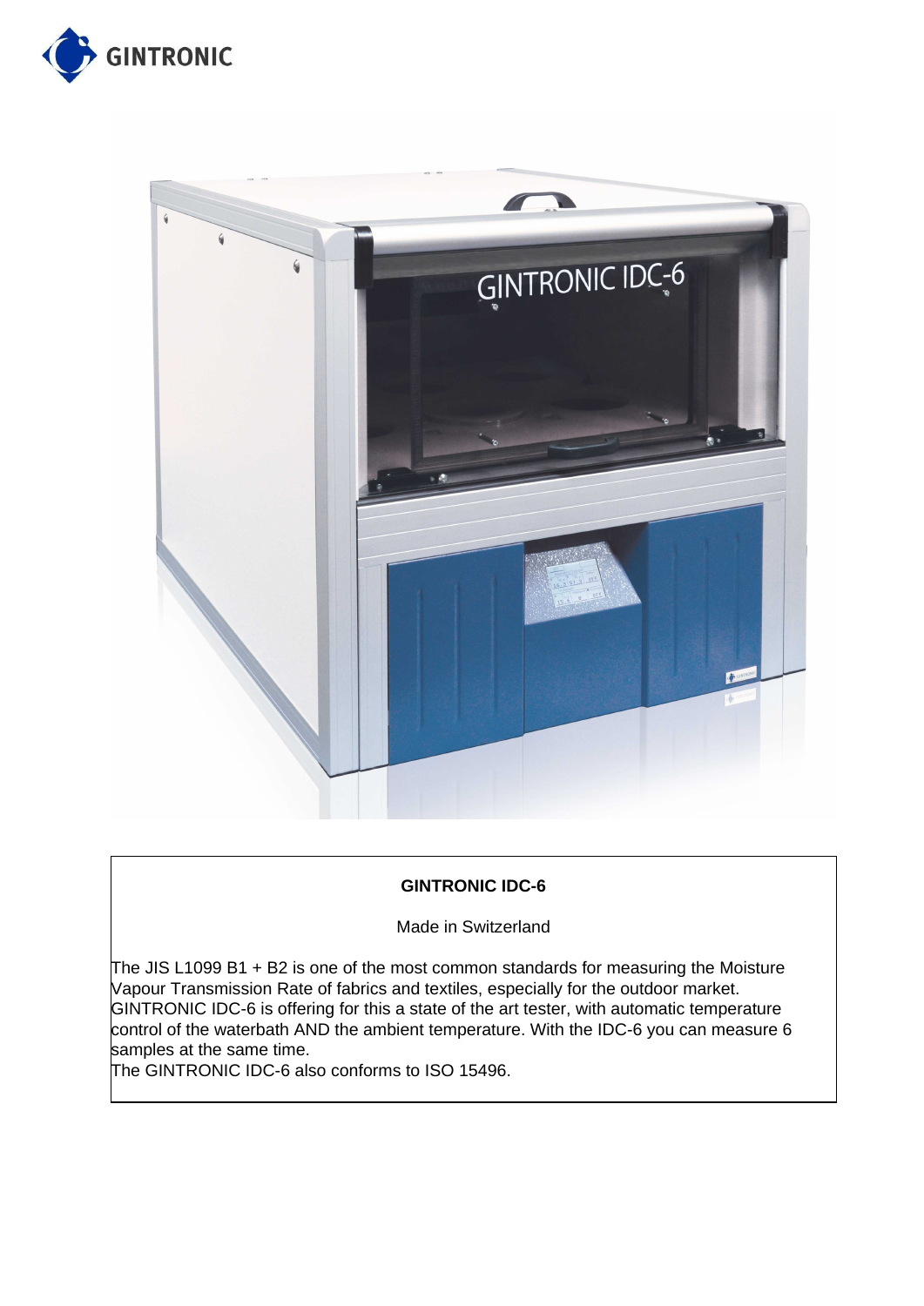GINTRONIC

**GINTRONIC IDC-6**

Made in Switzerland

The JIS L1099 B1 + B2 is one of the most common standards for measuring the Moisture Vapour Transmission Rate of fabrics and textiles, especially for the outdoor market. GINTRONIC IDC-6 is offering for this a state of the art tester, with automatic temperature control of the waterbath AND the ambient temperature. With the IDC-6 you can measure 6 samples at the same time.

The GINTRONIC IDC-6 also conforms to ISO 15496.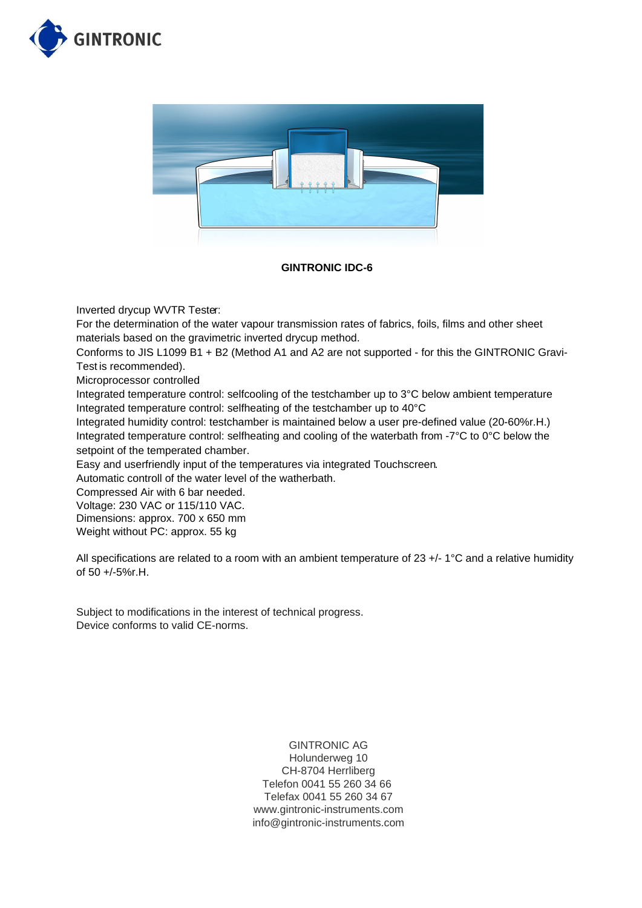**GINTRONIC IDC-6**

Inverted drycup WVTR Tester:
For the determination of the water vapour transmission rates of fabrics, foils, films and other sheet materials based on the gravimetric inverted drycup method.
Conforms to JIS L1099 B1 + B2 (Method A1 and A2 are not supported - for this the GINTRONIC Gravi-Test is recommended).
Microprocessor controlled
Integrated temperature control: selfcooling of the testchamber up to 3°C below ambient temperature
Integrated temperature control: selfheating of the testchamber up to 40°C
Integrated humidity control: testchamber is maintained below a user pre-defined value (20-60%r.H.)
Integrated temperature control: selfheating and cooling of the waterbath from -7°C to 0°C below the setpoint of the temperated chamber.
Easy and userfriendly input of the temperatures via integrated Touchscreen.
Automatic controll of the water level of the watherbath.
Compressed Air with 6 bar needed.
Voltage: 230 VAC or 115/110 VAC.
Dimensions: approx. 700 x 650 mm
Weight without PC: approx. 55 kg

All specifications are related to a room with an ambient temperature of 23 +/- 1°C and a relative humidity of 50 +/-5%r.H.

Subject to modifications in the interest of technical progress.
Device conforms to valid CE-norms.

GINTRONIC AG
Holunderweg 10
CH-8704 Herrliberg
Telefon 0041 55 260 34 66
Telefax 0041 55 260 34 67
www.gintronic-instruments.com
info@gintronic-instruments.com